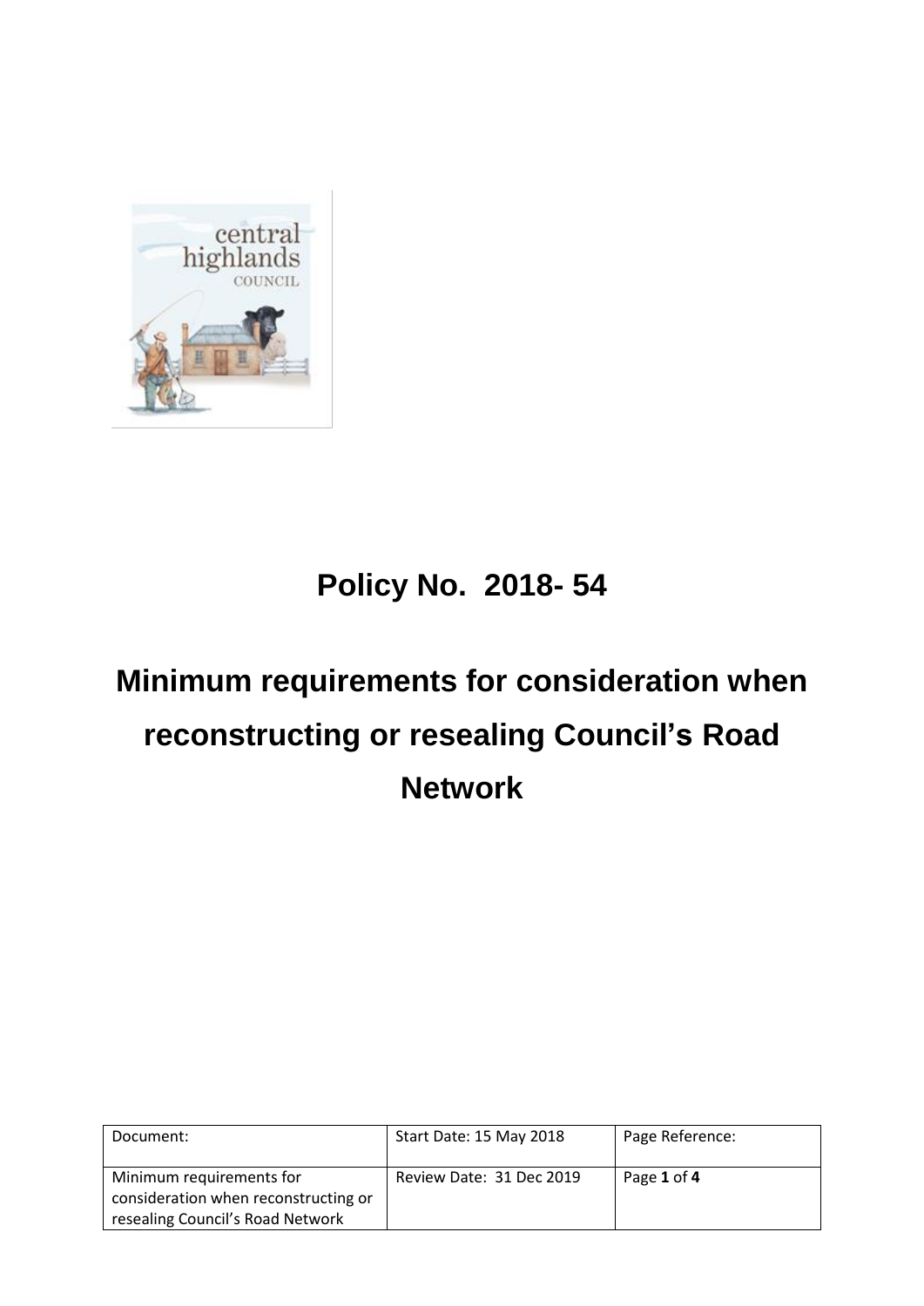# Policy No. 2018- 54

# Minimum requirements for consideration when reconstructing or resealing Council's Road Network

| Document: | Start Date: 15 May 2018 | Page Reference: |
|---|---|---|
| Minimum requirements for consideration when reconstructing or resealing Council's Road Network | Review Date: 31 Dec 2019 | Page **1** of **4** |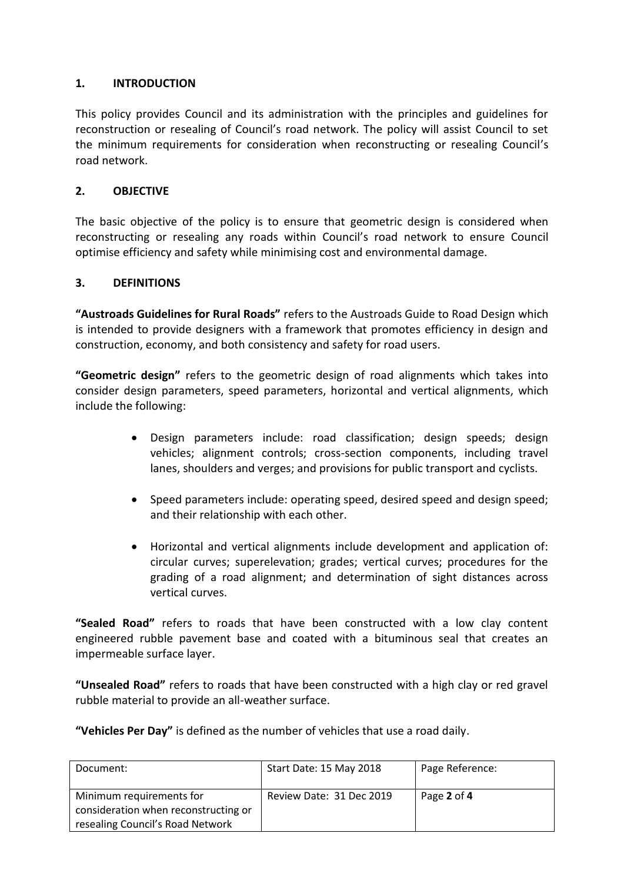## 1. INTRODUCTION

This policy provides Council and its administration with the principles and guidelines for reconstruction or resealing of Council's road network. The policy will assist Council to set the minimum requirements for consideration when reconstructing or resealing Council's road network.

## 2. OBJECTIVE

The basic objective of the policy is to ensure that geometric design is considered when reconstructing or resealing any roads within Council's road network to ensure Council optimise efficiency and safety while minimising cost and environmental damage.

## 3. DEFINITIONS

**"Austroads Guidelines for Rural Roads"** refers to the Austroads Guide to Road Design which is intended to provide designers with a framework that promotes efficiency in design and construction, economy, and both consistency and safety for road users.

**"Geometric design"** refers to the geometric design of road alignments which takes into consider design parameters, speed parameters, horizontal and vertical alignments, which include the following:

- Design parameters include: road classification; design speeds; design vehicles; alignment controls; cross-section components, including travel lanes, shoulders and verges; and provisions for public transport and cyclists.
- Speed parameters include: operating speed, desired speed and design speed; and their relationship with each other.
- Horizontal and vertical alignments include development and application of: circular curves; superelevation; grades; vertical curves; procedures for the grading of a road alignment; and determination of sight distances across vertical curves.

**"Sealed Road"** refers to roads that have been constructed with a low clay content engineered rubble pavement base and coated with a bituminous seal that creates an impermeable surface layer.

**"Unsealed Road"** refers to roads that have been constructed with a high clay or red gravel rubble material to provide an all-weather surface.

**"Vehicles Per Day"** is defined as the number of vehicles that use a road daily.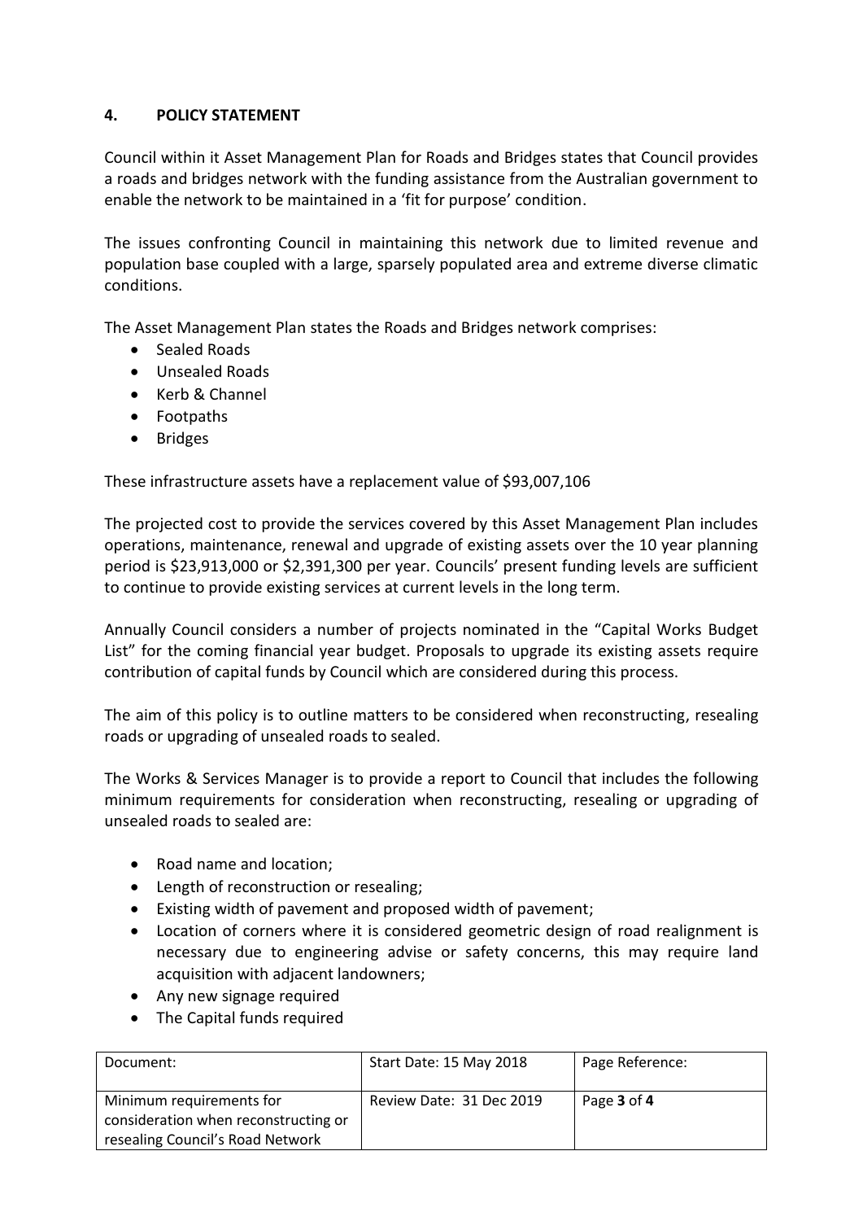## 4. POLICY STATEMENT

Council within it Asset Management Plan for Roads and Bridges states that Council provides a roads and bridges network with the funding assistance from the Australian government to enable the network to be maintained in a 'fit for purpose' condition.

The issues confronting Council in maintaining this network due to limited revenue and population base coupled with a large, sparsely populated area and extreme diverse climatic conditions.

The Asset Management Plan states the Roads and Bridges network comprises:

- Sealed Roads
- Unsealed Roads
- Kerb & Channel
- Footpaths
- Bridges

These infrastructure assets have a replacement value of $93,007,106

The projected cost to provide the services covered by this Asset Management Plan includes operations, maintenance, renewal and upgrade of existing assets over the 10 year planning period is $23,913,000 or $2,391,300 per year. Councils' present funding levels are sufficient to continue to provide existing services at current levels in the long term.

Annually Council considers a number of projects nominated in the "Capital Works Budget List" for the coming financial year budget. Proposals to upgrade its existing assets require contribution of capital funds by Council which are considered during this process.

The aim of this policy is to outline matters to be considered when reconstructing, resealing roads or upgrading of unsealed roads to sealed.

The Works & Services Manager is to provide a report to Council that includes the following minimum requirements for consideration when reconstructing, resealing or upgrading of unsealed roads to sealed are:

- Road name and location;
- Length of reconstruction or resealing;
- Existing width of pavement and proposed width of pavement;
- Location of corners where it is considered geometric design of road realignment is necessary due to engineering advise or safety concerns, this may require land acquisition with adjacent landowners;
- Any new signage required
- The Capital funds required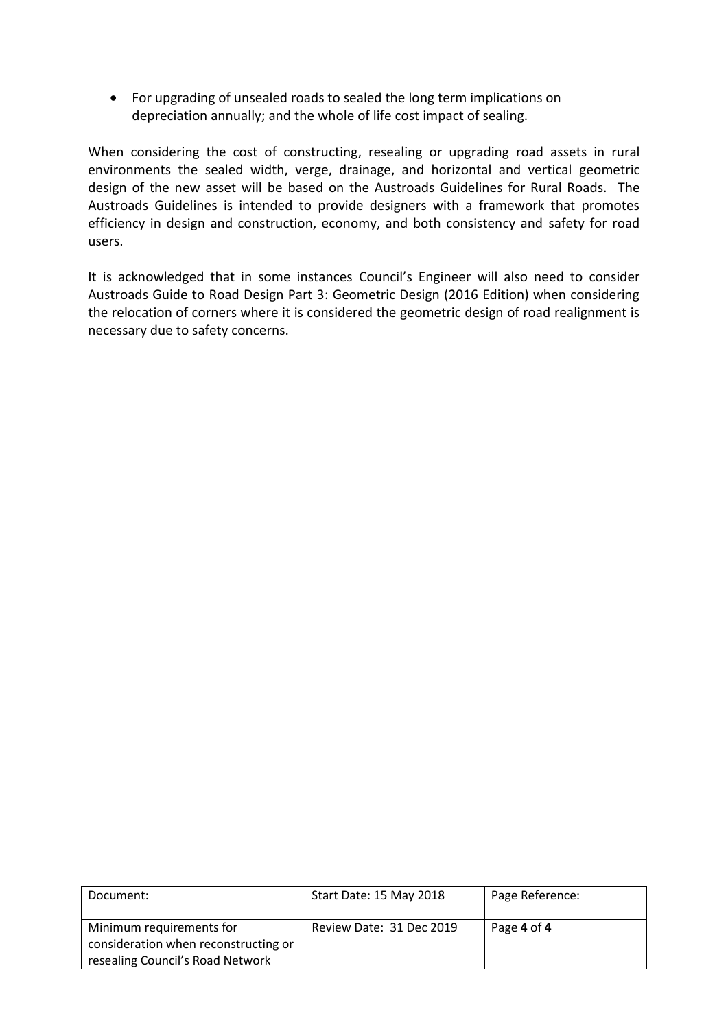- For upgrading of unsealed roads to sealed the long term implications on depreciation annually; and the whole of life cost impact of sealing.

When considering the cost of constructing, resealing or upgrading road assets in rural environments the sealed width, verge, drainage, and horizontal and vertical geometric design of the new asset will be based on the Austroads Guidelines for Rural Roads. The Austroads Guidelines is intended to provide designers with a framework that promotes efficiency in design and construction, economy, and both consistency and safety for road users.

It is acknowledged that in some instances Council's Engineer will also need to consider Austroads Guide to Road Design Part 3: Geometric Design (2016 Edition) when considering the relocation of corners where it is considered the geometric design of road realignment is necessary due to safety concerns.